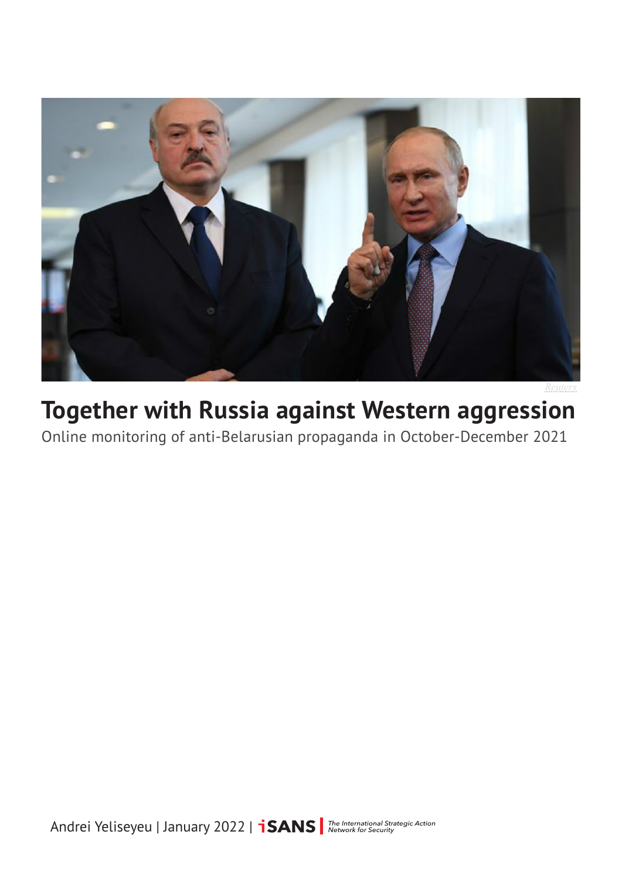Reuters

# Together with Russia against Western aggression

Online monitoring of anti-Belarusian propaganda in October-December 2021

Andrei Yeliseyeu | January 2022 | iSANS | The International Strategic Action Network for Security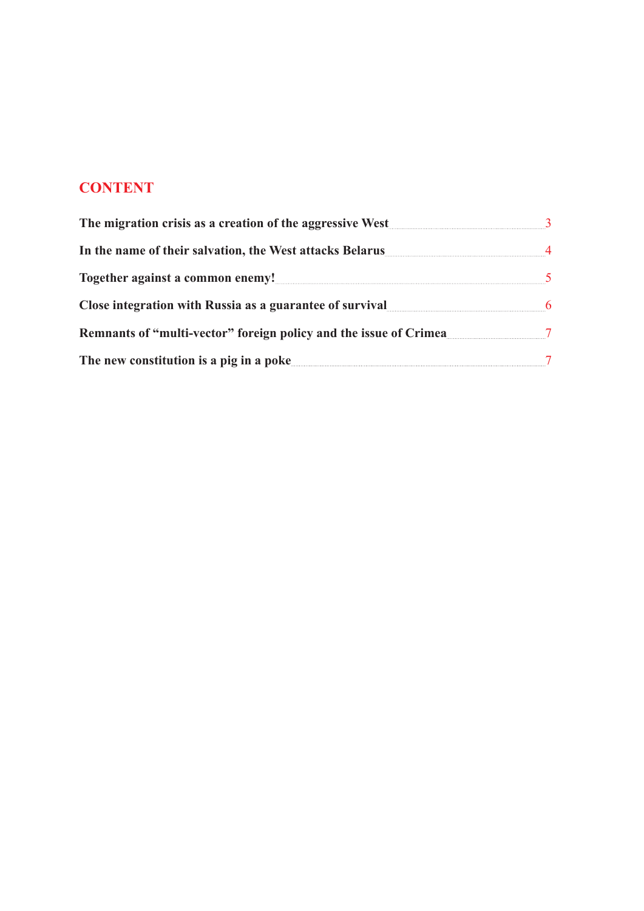## CONTENT

| | |
|---|---|
| **The migration crisis as a creation of the aggressive West** | 3 |
| **In the name of their salvation, the West attacks Belarus** | 4 |
| **Together against a common enemy!** | 5 |
| **Close integration with Russia as a guarantee of survival** | 6 |
| **Remnants of "multi-vector" foreign policy and the issue of Crimea** | 7 |
| **The new constitution is a pig in a poke** | 7 |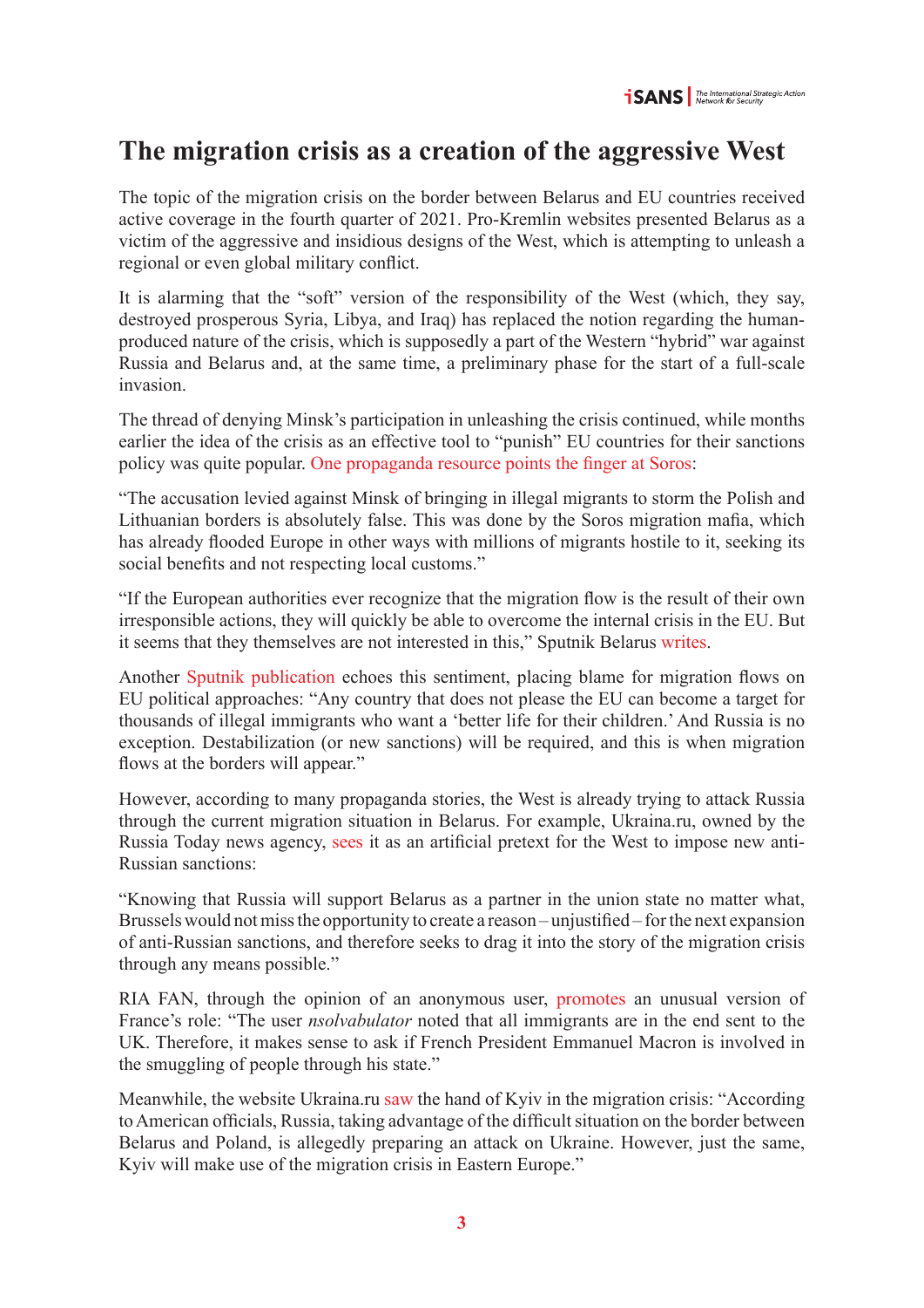# The migration crisis as a creation of the aggressive West

The topic of the migration crisis on the border between Belarus and EU countries received active coverage in the fourth quarter of 2021. Pro-Kremlin websites presented Belarus as a victim of the aggressive and insidious designs of the West, which is attempting to unleash a regional or even global military conflict.

It is alarming that the "soft" version of the responsibility of the West (which, they say, destroyed prosperous Syria, Libya, and Iraq) has replaced the notion regarding the human-produced nature of the crisis, which is supposedly a part of the Western "hybrid" war against Russia and Belarus and, at the same time, a preliminary phase for the start of a full-scale invasion.

The thread of denying Minsk's participation in unleashing the crisis continued, while months earlier the idea of the crisis as an effective tool to "punish" EU countries for their sanctions policy was quite popular. One propaganda resource points the finger at Soros:

"The accusation levied against Minsk of bringing in illegal migrants to storm the Polish and Lithuanian borders is absolutely false. This was done by the Soros migration mafia, which has already flooded Europe in other ways with millions of migrants hostile to it, seeking its social benefits and not respecting local customs."

"If the European authorities ever recognize that the migration flow is the result of their own irresponsible actions, they will quickly be able to overcome the internal crisis in the EU. But it seems that they themselves are not interested in this," Sputnik Belarus writes.

Another Sputnik publication echoes this sentiment, placing blame for migration flows on EU political approaches: "Any country that does not please the EU can become a target for thousands of illegal immigrants who want a 'better life for their children.' And Russia is no exception. Destabilization (or new sanctions) will be required, and this is when migration flows at the borders will appear."

However, according to many propaganda stories, the West is already trying to attack Russia through the current migration situation in Belarus. For example, Ukraina.ru, owned by the Russia Today news agency, sees it as an artificial pretext for the West to impose new anti-Russian sanctions:

"Knowing that Russia will support Belarus as a partner in the union state no matter what, Brussels would not miss the opportunity to create a reason – unjustified – for the next expansion of anti-Russian sanctions, and therefore seeks to drag it into the story of the migration crisis through any means possible."

RIA FAN, through the opinion of an anonymous user, promotes an unusual version of France's role: "The user *nsolvabulator* noted that all immigrants are in the end sent to the UK. Therefore, it makes sense to ask if French President Emmanuel Macron is involved in the smuggling of people through his state."

Meanwhile, the website Ukraina.ru saw the hand of Kyiv in the migration crisis: "According to American officials, Russia, taking advantage of the difficult situation on the border between Belarus and Poland, is allegedly preparing an attack on Ukraine. However, just the same, Kyiv will make use of the migration crisis in Eastern Europe."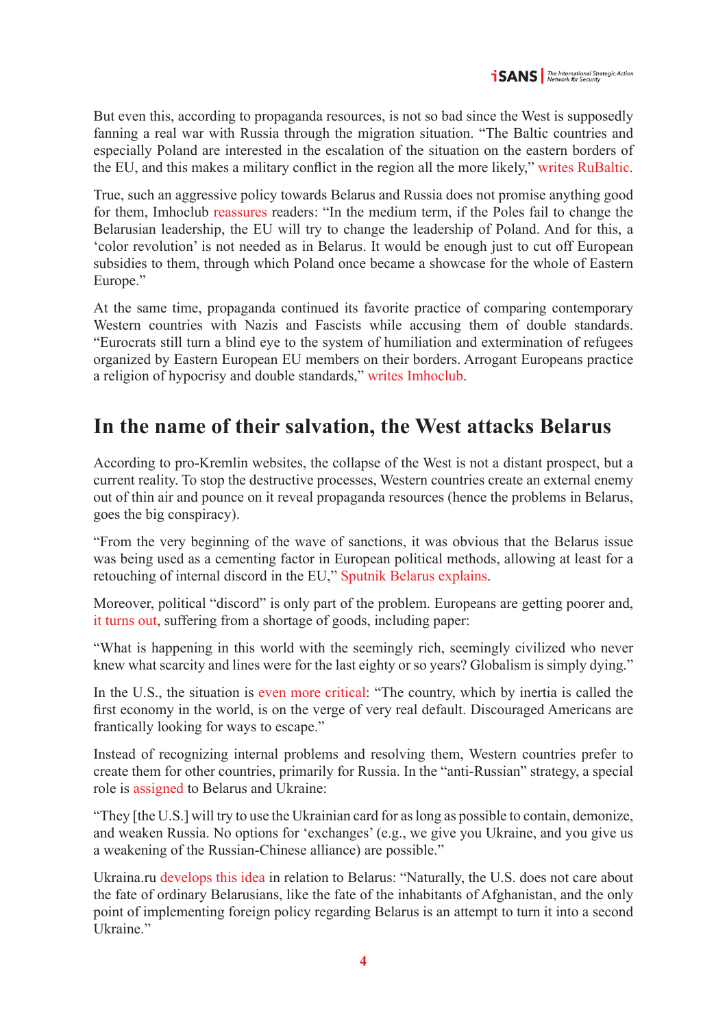But even this, according to propaganda resources, is not so bad since the West is supposedly fanning a real war with Russia through the migration situation. "The Baltic countries and especially Poland are interested in the escalation of the situation on the eastern borders of the EU, and this makes a military conflict in the region all the more likely," writes RuBaltic.

True, such an aggressive policy towards Belarus and Russia does not promise anything good for them, Imhoclub reassures readers: "In the medium term, if the Poles fail to change the Belarusian leadership, the EU will try to change the leadership of Poland. And for this, a 'color revolution' is not needed as in Belarus. It would be enough just to cut off European subsidies to them, through which Poland once became a showcase for the whole of Eastern Europe."

At the same time, propaganda continued its favorite practice of comparing contemporary Western countries with Nazis and Fascists while accusing them of double standards. "Eurocrats still turn a blind eye to the system of humiliation and extermination of refugees organized by Eastern European EU members on their borders. Arrogant Europeans practice a religion of hypocrisy and double standards," writes Imhoclub.

## In the name of their salvation, the West attacks Belarus

According to pro-Kremlin websites, the collapse of the West is not a distant prospect, but a current reality. To stop the destructive processes, Western countries create an external enemy out of thin air and pounce on it reveal propaganda resources (hence the problems in Belarus, goes the big conspiracy).

"From the very beginning of the wave of sanctions, it was obvious that the Belarus issue was being used as a cementing factor in European political methods, allowing at least for a retouching of internal discord in the EU," Sputnik Belarus explains.

Moreover, political "discord" is only part of the problem. Europeans are getting poorer and, it turns out, suffering from a shortage of goods, including paper:

"What is happening in this world with the seemingly rich, seemingly civilized who never knew what scarcity and lines were for the last eighty or so years? Globalism is simply dying."

In the U.S., the situation is even more critical: "The country, which by inertia is called the first economy in the world, is on the verge of very real default. Discouraged Americans are frantically looking for ways to escape."

Instead of recognizing internal problems and resolving them, Western countries prefer to create them for other countries, primarily for Russia. In the "anti-Russian" strategy, a special role is assigned to Belarus and Ukraine:

"They [the U.S.] will try to use the Ukrainian card for as long as possible to contain, demonize, and weaken Russia. No options for 'exchanges' (e.g., we give you Ukraine, and you give us a weakening of the Russian-Chinese alliance) are possible."

Ukraina.ru develops this idea in relation to Belarus: "Naturally, the U.S. does not care about the fate of ordinary Belarusians, like the fate of the inhabitants of Afghanistan, and the only point of implementing foreign policy regarding Belarus is an attempt to turn it into a second Ukraine."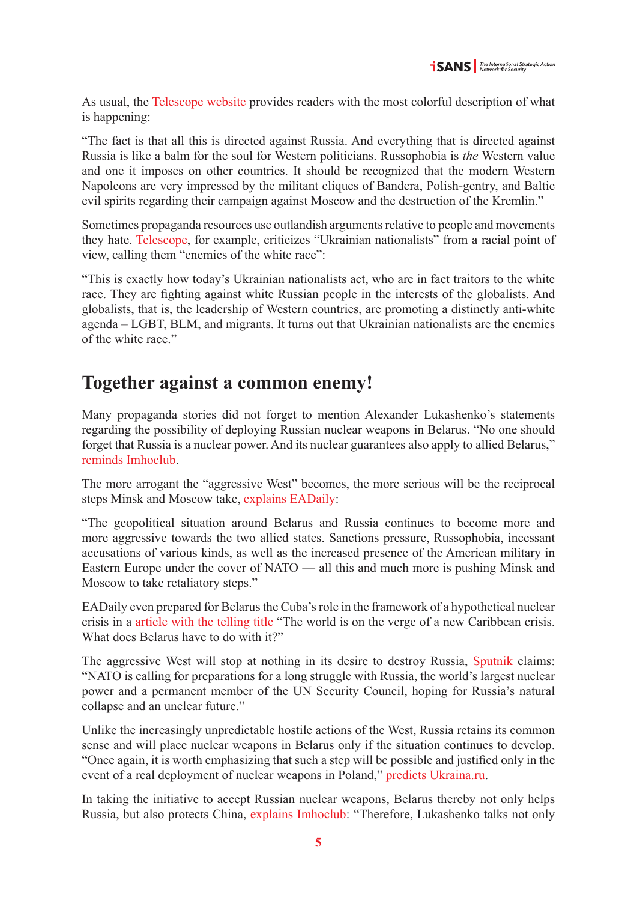As usual, the Telescope website provides readers with the most colorful description of what is happening:

"The fact is that all this is directed against Russia. And everything that is directed against Russia is like a balm for the soul for Western politicians. Russophobia is *the* Western value and one it imposes on other countries. It should be recognized that the modern Western Napoleons are very impressed by the militant cliques of Bandera, Polish-gentry, and Baltic evil spirits regarding their campaign against Moscow and the destruction of the Kremlin."

Sometimes propaganda resources use outlandish arguments relative to people and movements they hate. Telescope, for example, criticizes "Ukrainian nationalists" from a racial point of view, calling them "enemies of the white race":

"This is exactly how today's Ukrainian nationalists act, who are in fact traitors to the white race. They are fighting against white Russian people in the interests of the globalists. And globalists, that is, the leadership of Western countries, are promoting a distinctly anti-white agenda – LGBT, BLM, and migrants. It turns out that Ukrainian nationalists are the enemies of the white race."

## Together against a common enemy!

Many propaganda stories did not forget to mention Alexander Lukashenko's statements regarding the possibility of deploying Russian nuclear weapons in Belarus. "No one should forget that Russia is a nuclear power. And its nuclear guarantees also apply to allied Belarus," reminds Imhoclub.

The more arrogant the "aggressive West" becomes, the more serious will be the reciprocal steps Minsk and Moscow take, explains EADaily:

"The geopolitical situation around Belarus and Russia continues to become more and more aggressive towards the two allied states. Sanctions pressure, Russophobia, incessant accusations of various kinds, as well as the increased presence of the American military in Eastern Europe under the cover of NATO — all this and much more is pushing Minsk and Moscow to take retaliatory steps."

EADaily even prepared for Belarus the Cuba's role in the framework of a hypothetical nuclear crisis in a article with the telling title "The world is on the verge of a new Caribbean crisis. What does Belarus have to do with it?"

The aggressive West will stop at nothing in its desire to destroy Russia, Sputnik claims: "NATO is calling for preparations for a long struggle with Russia, the world's largest nuclear power and a permanent member of the UN Security Council, hoping for Russia's natural collapse and an unclear future."

Unlike the increasingly unpredictable hostile actions of the West, Russia retains its common sense and will place nuclear weapons in Belarus only if the situation continues to develop. "Once again, it is worth emphasizing that such a step will be possible and justified only in the event of a real deployment of nuclear weapons in Poland," predicts Ukraina.ru.

In taking the initiative to accept Russian nuclear weapons, Belarus thereby not only helps Russia, but also protects China, explains Imhoclub: "Therefore, Lukashenko talks not only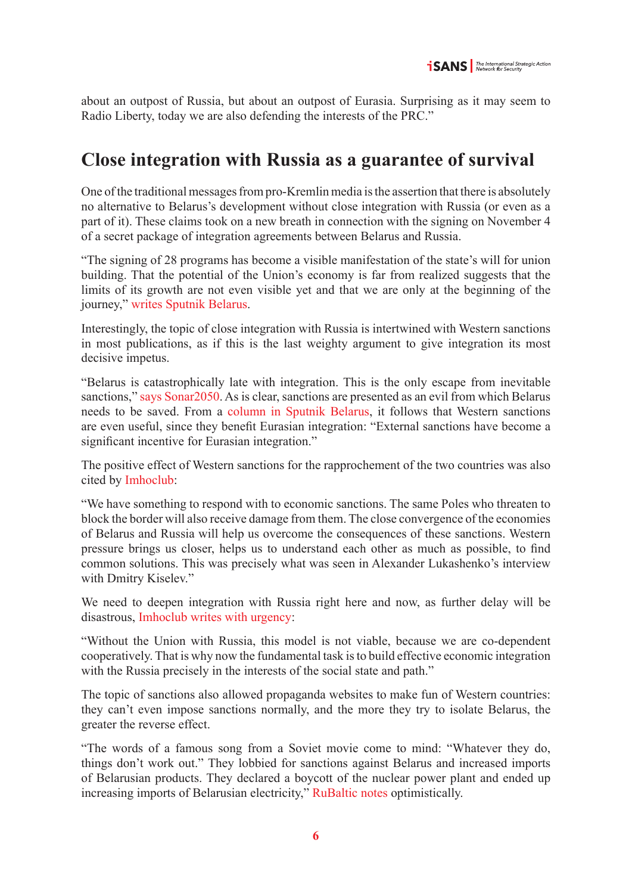about an outpost of Russia, but about an outpost of Eurasia. Surprising as it may seem to Radio Liberty, today we are also defending the interests of the PRC."

## Close integration with Russia as a guarantee of survival

One of the traditional messages from pro-Kremlin media is the assertion that there is absolutely no alternative to Belarus's development without close integration with Russia (or even as a part of it). These claims took on a new breath in connection with the signing on November 4 of a secret package of integration agreements between Belarus and Russia.

"The signing of 28 programs has become a visible manifestation of the state's will for union building. That the potential of the Union's economy is far from realized suggests that the limits of its growth are not even visible yet and that we are only at the beginning of the journey," writes Sputnik Belarus.

Interestingly, the topic of close integration with Russia is intertwined with Western sanctions in most publications, as if this is the last weighty argument to give integration its most decisive impetus.

"Belarus is catastrophically late with integration. This is the only escape from inevitable sanctions," says Sonar2050. As is clear, sanctions are presented as an evil from which Belarus needs to be saved. From a column in Sputnik Belarus, it follows that Western sanctions are even useful, since they benefit Eurasian integration: "External sanctions have become a significant incentive for Eurasian integration."

The positive effect of Western sanctions for the rapprochement of the two countries was also cited by Imhoclub:

"We have something to respond with to economic sanctions. The same Poles who threaten to block the border will also receive damage from them. The close convergence of the economies of Belarus and Russia will help us overcome the consequences of these sanctions. Western pressure brings us closer, helps us to understand each other as much as possible, to find common solutions. This was precisely what was seen in Alexander Lukashenko's interview with Dmitry Kiselev."

We need to deepen integration with Russia right here and now, as further delay will be disastrous, Imhoclub writes with urgency:

"Without the Union with Russia, this model is not viable, because we are co-dependent cooperatively. That is why now the fundamental task is to build effective economic integration with the Russia precisely in the interests of the social state and path."

The topic of sanctions also allowed propaganda websites to make fun of Western countries: they can't even impose sanctions normally, and the more they try to isolate Belarus, the greater the reverse effect.

"The words of a famous song from a Soviet movie come to mind: "Whatever they do, things don't work out." They lobbied for sanctions against Belarus and increased imports of Belarusian products. They declared a boycott of the nuclear power plant and ended up increasing imports of Belarusian electricity," RuBaltic notes optimistically.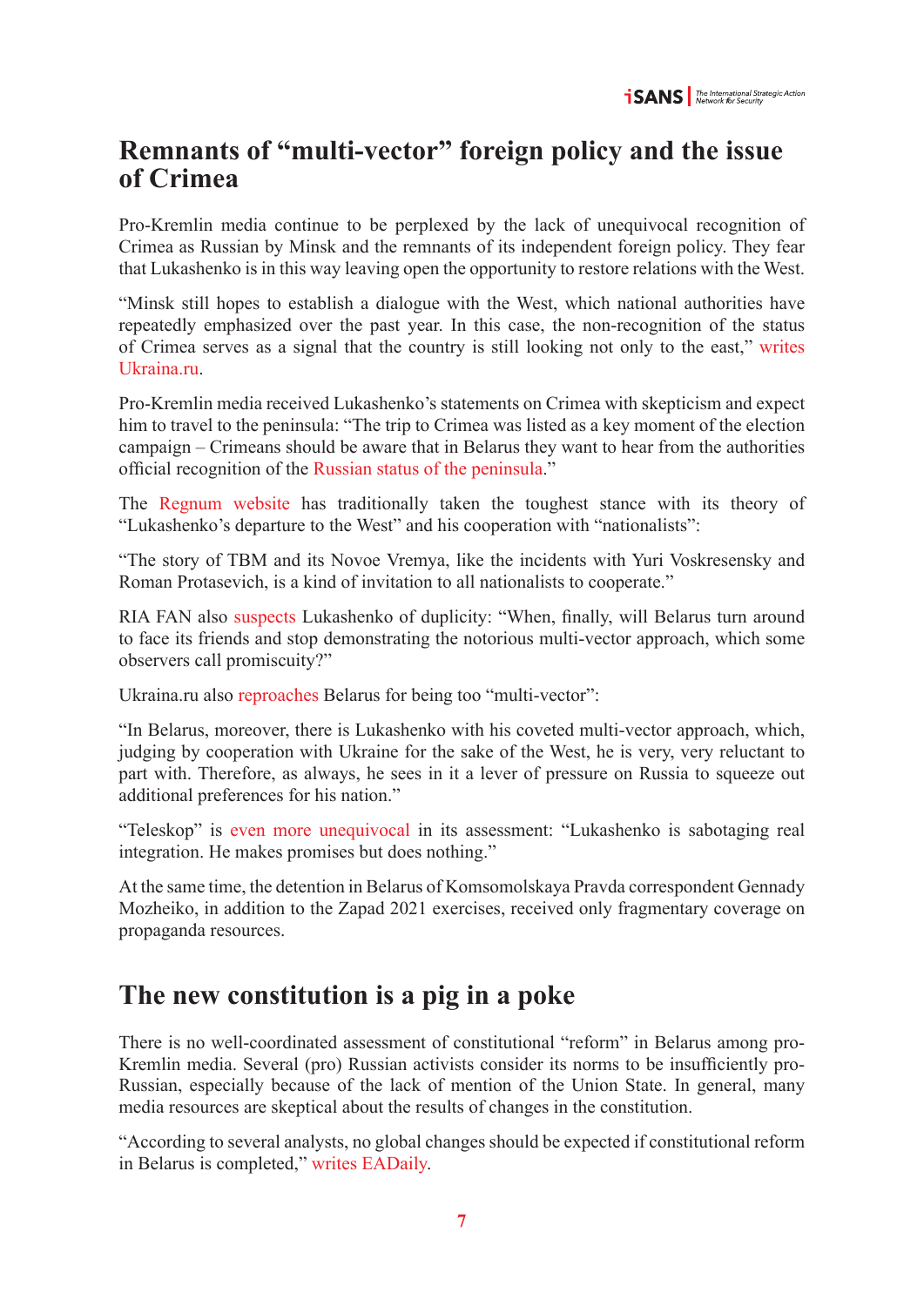## Remnants of "multi-vector" foreign policy and the issue of Crimea

Pro-Kremlin media continue to be perplexed by the lack of unequivocal recognition of Crimea as Russian by Minsk and the remnants of its independent foreign policy. They fear that Lukashenko is in this way leaving open the opportunity to restore relations with the West.

"Minsk still hopes to establish a dialogue with the West, which national authorities have repeatedly emphasized over the past year. In this case, the non-recognition of the status of Crimea serves as a signal that the country is still looking not only to the east," writes Ukraina.ru.

Pro-Kremlin media received Lukashenko's statements on Crimea with skepticism and expect him to travel to the peninsula: "The trip to Crimea was listed as a key moment of the election campaign – Crimeans should be aware that in Belarus they want to hear from the authorities official recognition of the Russian status of the peninsula."

The Regnum website has traditionally taken the toughest stance with its theory of "Lukashenko's departure to the West" and his cooperation with "nationalists":

"The story of TBM and its Novoe Vremya, like the incidents with Yuri Voskresensky and Roman Protasevich, is a kind of invitation to all nationalists to cooperate."

RIA FAN also suspects Lukashenko of duplicity: "When, finally, will Belarus turn around to face its friends and stop demonstrating the notorious multi-vector approach, which some observers call promiscuity?"

Ukraina.ru also reproaches Belarus for being too "multi-vector":

"In Belarus, moreover, there is Lukashenko with his coveted multi-vector approach, which, judging by cooperation with Ukraine for the sake of the West, he is very, very reluctant to part with. Therefore, as always, he sees in it a lever of pressure on Russia to squeeze out additional preferences for his nation."

"Teleskop" is even more unequivocal in its assessment: "Lukashenko is sabotaging real integration. He makes promises but does nothing."

At the same time, the detention in Belarus of Komsomolskaya Pravda correspondent Gennady Mozheiko, in addition to the Zapad 2021 exercises, received only fragmentary coverage on propaganda resources.

## The new constitution is a pig in a poke

There is no well-coordinated assessment of constitutional "reform" in Belarus among pro-Kremlin media. Several (pro) Russian activists consider its norms to be insufficiently pro-Russian, especially because of the lack of mention of the Union State. In general, many media resources are skeptical about the results of changes in the constitution.

"According to several analysts, no global changes should be expected if constitutional reform in Belarus is completed," writes EADaily.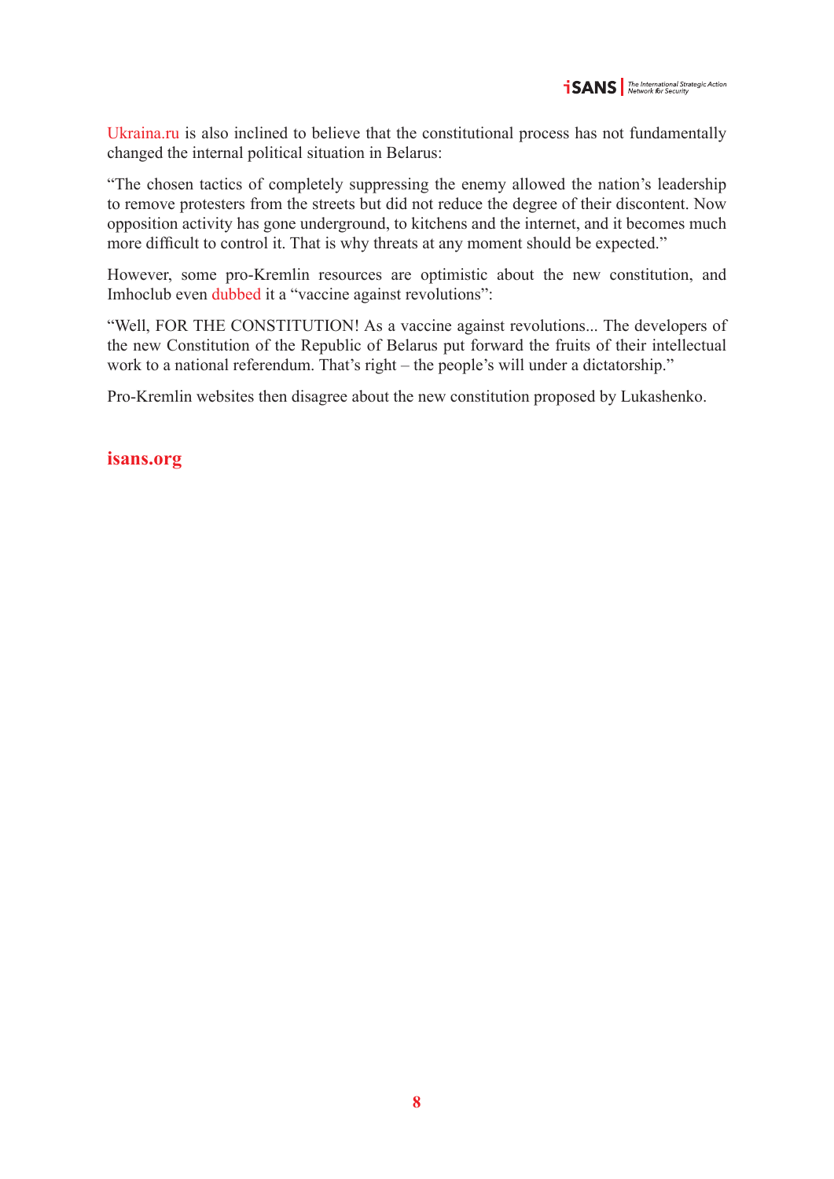Ukraina.ru is also inclined to believe that the constitutional process has not fundamentally changed the internal political situation in Belarus:

"The chosen tactics of completely suppressing the enemy allowed the nation's leadership to remove protesters from the streets but did not reduce the degree of their discontent. Now opposition activity has gone underground, to kitchens and the internet, and it becomes much more difficult to control it. That is why threats at any moment should be expected."

However, some pro-Kremlin resources are optimistic about the new constitution, and Imhoclub even dubbed it a "vaccine against revolutions":

"Well, FOR THE CONSTITUTION! As a vaccine against revolutions... The developers of the new Constitution of the Republic of Belarus put forward the fruits of their intellectual work to a national referendum. That's right – the people's will under a dictatorship."

Pro-Kremlin websites then disagree about the new constitution proposed by Lukashenko.

**isans.org**